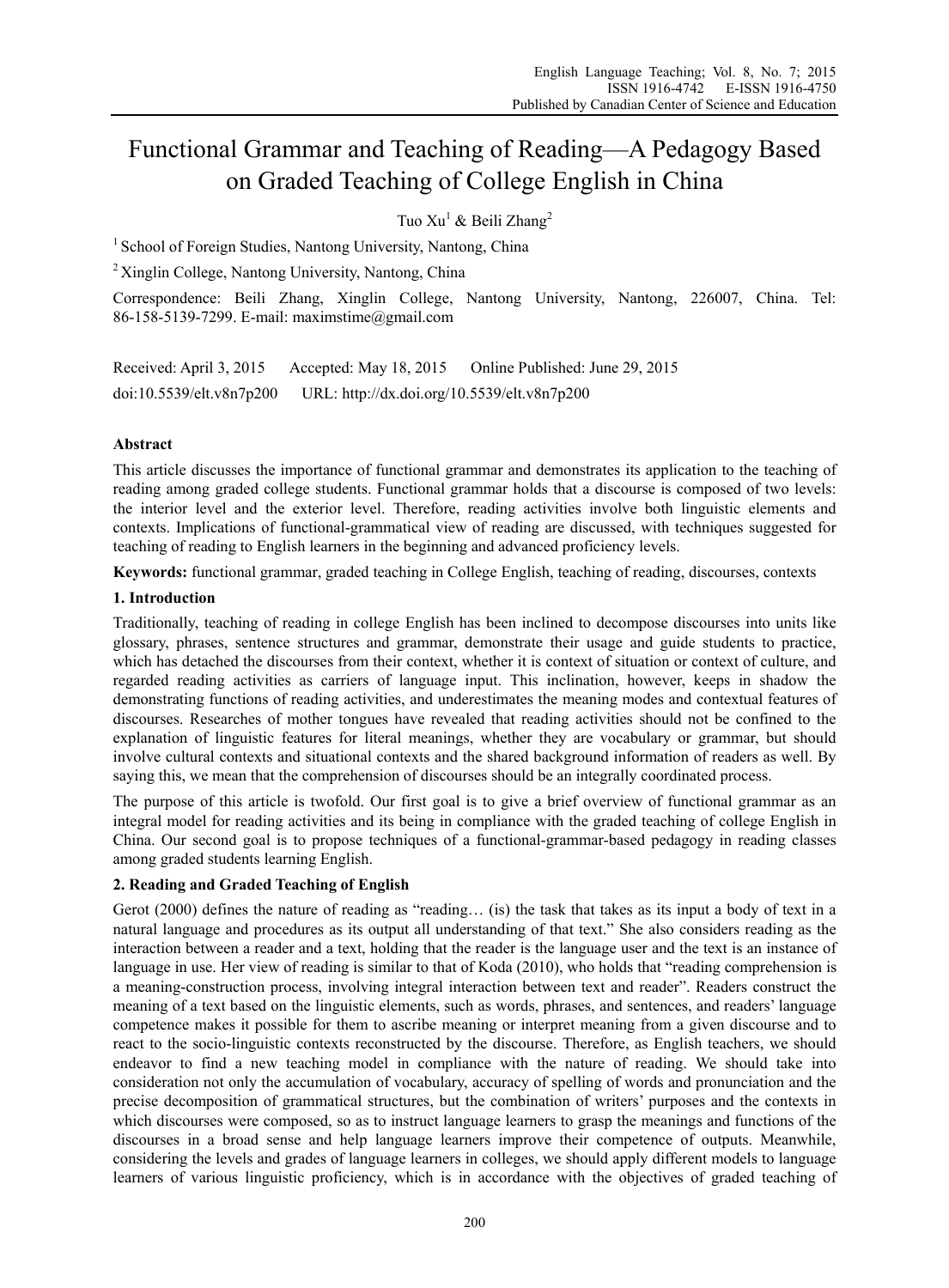# Functional Grammar and Teaching of Reading—A Pedagogy Based on Graded Teaching of College English in China

Tuo Xu[1] & Beili Zhang[2]

[1] School of Foreign Studies, Nantong University, Nantong, China

[2] Xinglin College, Nantong University, Nantong, China

Correspondence: Beili Zhang, Xinglin College, Nantong University, Nantong, 226007, China. Tel: 86-158-5139-7299. E-mail: maximstime@gmail.com

Received: April 3, 2015 Accepted: May 18, 2015 Online Published: June 29, 2015

doi:10.5539/elt.v8n7p200 URL: http://dx.doi.org/10.5539/elt.v8n7p200

## Abstract

This article discusses the importance of functional grammar and demonstrates its application to the teaching of reading among graded college students. Functional grammar holds that a discourse is composed of two levels: the interior level and the exterior level. Therefore, reading activities involve both linguistic elements and contexts. Implications of functional-grammatical view of reading are discussed, with techniques suggested for teaching of reading to English learners in the beginning and advanced proficiency levels.

**Keywords:** functional grammar, graded teaching in College English, teaching of reading, discourses, contexts

## 1. Introduction

Traditionally, teaching of reading in college English has been inclined to decompose discourses into units like glossary, phrases, sentence structures and grammar, demonstrate their usage and guide students to practice, which has detached the discourses from their context, whether it is context of situation or context of culture, and regarded reading activities as carriers of language input. This inclination, however, keeps in shadow the demonstrating functions of reading activities, and underestimates the meaning modes and contextual features of discourses. Researches of mother tongues have revealed that reading activities should not be confined to the explanation of linguistic features for literal meanings, whether they are vocabulary or grammar, but should involve cultural contexts and situational contexts and the shared background information of readers as well. By saying this, we mean that the comprehension of discourses should be an integrally coordinated process.

The purpose of this article is twofold. Our first goal is to give a brief overview of functional grammar as an integral model for reading activities and its being in compliance with the graded teaching of college English in China. Our second goal is to propose techniques of a functional-grammar-based pedagogy in reading classes among graded students learning English.

## 2. Reading and Graded Teaching of English

Gerot (2000) defines the nature of reading as "reading… (is) the task that takes as its input a body of text in a natural language and procedures as its output all understanding of that text." She also considers reading as the interaction between a reader and a text, holding that the reader is the language user and the text is an instance of language in use. Her view of reading is similar to that of Koda (2010), who holds that "reading comprehension is a meaning-construction process, involving integral interaction between text and reader". Readers construct the meaning of a text based on the linguistic elements, such as words, phrases, and sentences, and readers' language competence makes it possible for them to ascribe meaning or interpret meaning from a given discourse and to react to the socio-linguistic contexts reconstructed by the discourse. Therefore, as English teachers, we should endeavor to find a new teaching model in compliance with the nature of reading. We should take into consideration not only the accumulation of vocabulary, accuracy of spelling of words and pronunciation and the precise decomposition of grammatical structures, but the combination of writers' purposes and the contexts in which discourses were composed, so as to instruct language learners to grasp the meanings and functions of the discourses in a broad sense and help language learners improve their competence of outputs. Meanwhile, considering the levels and grades of language learners in colleges, we should apply different models to language learners of various linguistic proficiency, which is in accordance with the objectives of graded teaching of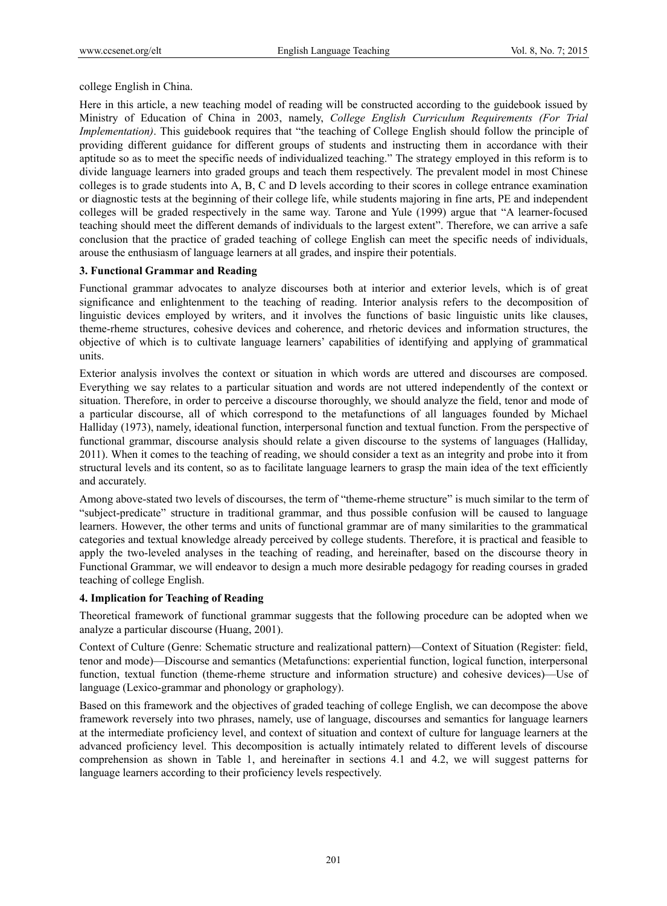college English in China.

Here in this article, a new teaching model of reading will be constructed according to the guidebook issued by Ministry of Education of China in 2003, namely, *College English Curriculum Requirements (For Trial Implementation)*. This guidebook requires that "the teaching of College English should follow the principle of providing different guidance for different groups of students and instructing them in accordance with their aptitude so as to meet the specific needs of individualized teaching." The strategy employed in this reform is to divide language learners into graded groups and teach them respectively. The prevalent model in most Chinese colleges is to grade students into A, B, C and D levels according to their scores in college entrance examination or diagnostic tests at the beginning of their college life, while students majoring in fine arts, PE and independent colleges will be graded respectively in the same way. Tarone and Yule (1999) argue that "A learner-focused teaching should meet the different demands of individuals to the largest extent". Therefore, we can arrive a safe conclusion that the practice of graded teaching of college English can meet the specific needs of individuals, arouse the enthusiasm of language learners at all grades, and inspire their potentials.

### 3. Functional Grammar and Reading

Functional grammar advocates to analyze discourses both at interior and exterior levels, which is of great significance and enlightenment to the teaching of reading. Interior analysis refers to the decomposition of linguistic devices employed by writers, and it involves the functions of basic linguistic units like clauses, theme-rheme structures, cohesive devices and coherence, and rhetoric devices and information structures, the objective of which is to cultivate language learners' capabilities of identifying and applying of grammatical units.

Exterior analysis involves the context or situation in which words are uttered and discourses are composed. Everything we say relates to a particular situation and words are not uttered independently of the context or situation. Therefore, in order to perceive a discourse thoroughly, we should analyze the field, tenor and mode of a particular discourse, all of which correspond to the metafunctions of all languages founded by Michael Halliday (1973), namely, ideational function, interpersonal function and textual function. From the perspective of functional grammar, discourse analysis should relate a given discourse to the systems of languages (Halliday, 2011). When it comes to the teaching of reading, we should consider a text as an integrity and probe into it from structural levels and its content, so as to facilitate language learners to grasp the main idea of the text efficiently and accurately.

Among above-stated two levels of discourses, the term of "theme-rheme structure" is much similar to the term of "subject-predicate" structure in traditional grammar, and thus possible confusion will be caused to language learners. However, the other terms and units of functional grammar are of many similarities to the grammatical categories and textual knowledge already perceived by college students. Therefore, it is practical and feasible to apply the two-leveled analyses in the teaching of reading, and hereinafter, based on the discourse theory in Functional Grammar, we will endeavor to design a much more desirable pedagogy for reading courses in graded teaching of college English.

### 4. Implication for Teaching of Reading

Theoretical framework of functional grammar suggests that the following procedure can be adopted when we analyze a particular discourse (Huang, 2001).

Context of Culture (Genre: Schematic structure and realizational pattern)—Context of Situation (Register: field, tenor and mode)—Discourse and semantics (Metafunctions: experiential function, logical function, interpersonal function, textual function (theme-rheme structure and information structure) and cohesive devices)—Use of language (Lexico-grammar and phonology or graphology).

Based on this framework and the objectives of graded teaching of college English, we can decompose the above framework reversely into two phrases, namely, use of language, discourses and semantics for language learners at the intermediate proficiency level, and context of situation and context of culture for language learners at the advanced proficiency level. This decomposition is actually intimately related to different levels of discourse comprehension as shown in Table 1, and hereinafter in sections 4.1 and 4.2, we will suggest patterns for language learners according to their proficiency levels respectively.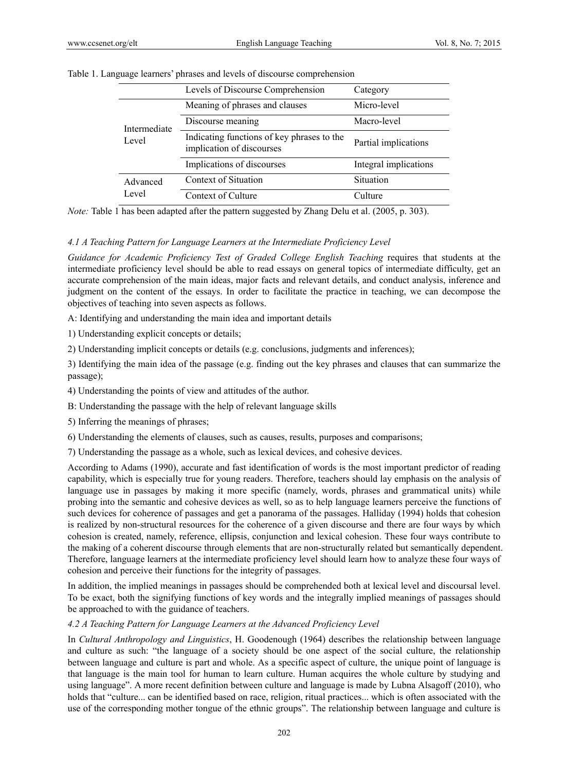Table 1. Language learners' phrases and levels of discourse comprehension

| | Levels of Discourse Comprehension | Category |
|---|---|---|
| Intermediate Level | Meaning of phrases and clauses | Micro-level |
| | Discourse meaning | Macro-level |
| | Indicating functions of key phrases to the implication of discourses | Partial implications |
| | Implications of discourses | Integral implications |
| Advanced Level | Context of Situation | Situation |
| | Context of Culture | Culture |

*Note:* Table 1 has been adapted after the pattern suggested by Zhang Delu et al. (2005, p. 303).

### *4.1 A Teaching Pattern for Language Learners at the Intermediate Proficiency Level*

*Guidance for Academic Proficiency Test of Graded College English Teaching* requires that students at the intermediate proficiency level should be able to read essays on general topics of intermediate difficulty, get an accurate comprehension of the main ideas, major facts and relevant details, and conduct analysis, inference and judgment on the content of the essays. In order to facilitate the practice in teaching, we can decompose the objectives of teaching into seven aspects as follows.

A: Identifying and understanding the main idea and important details

1) Understanding explicit concepts or details;

2) Understanding implicit concepts or details (e.g. conclusions, judgments and inferences);

3) Identifying the main idea of the passage (e.g. finding out the key phrases and clauses that can summarize the passage);

4) Understanding the points of view and attitudes of the author.

B: Understanding the passage with the help of relevant language skills

5) Inferring the meanings of phrases;

6) Understanding the elements of clauses, such as causes, results, purposes and comparisons;

7) Understanding the passage as a whole, such as lexical devices, and cohesive devices.

According to Adams (1990), accurate and fast identification of words is the most important predictor of reading capability, which is especially true for young readers. Therefore, teachers should lay emphasis on the analysis of language use in passages by making it more specific (namely, words, phrases and grammatical units) while probing into the semantic and cohesive devices as well, so as to help language learners perceive the functions of such devices for coherence of passages and get a panorama of the passages. Halliday (1994) holds that cohesion is realized by non-structural resources for the coherence of a given discourse and there are four ways by which cohesion is created, namely, reference, ellipsis, conjunction and lexical cohesion. These four ways contribute to the making of a coherent discourse through elements that are non-structurally related but semantically dependent. Therefore, language learners at the intermediate proficiency level should learn how to analyze these four ways of cohesion and perceive their functions for the integrity of passages.

In addition, the implied meanings in passages should be comprehended both at lexical level and discoursal level. To be exact, both the signifying functions of key words and the integrally implied meanings of passages should be approached to with the guidance of teachers.

### *4.2 A Teaching Pattern for Language Learners at the Advanced Proficiency Level*

In *Cultural Anthropology and Linguistics*, H. Goodenough (1964) describes the relationship between language and culture as such: "the language of a society should be one aspect of the social culture, the relationship between language and culture is part and whole. As a specific aspect of culture, the unique point of language is that language is the main tool for human to learn culture. Human acquires the whole culture by studying and using language". A more recent definition between culture and language is made by Lubna Alsagoff (2010), who holds that "culture... can be identified based on race, religion, ritual practices... which is often associated with the use of the corresponding mother tongue of the ethnic groups". The relationship between language and culture is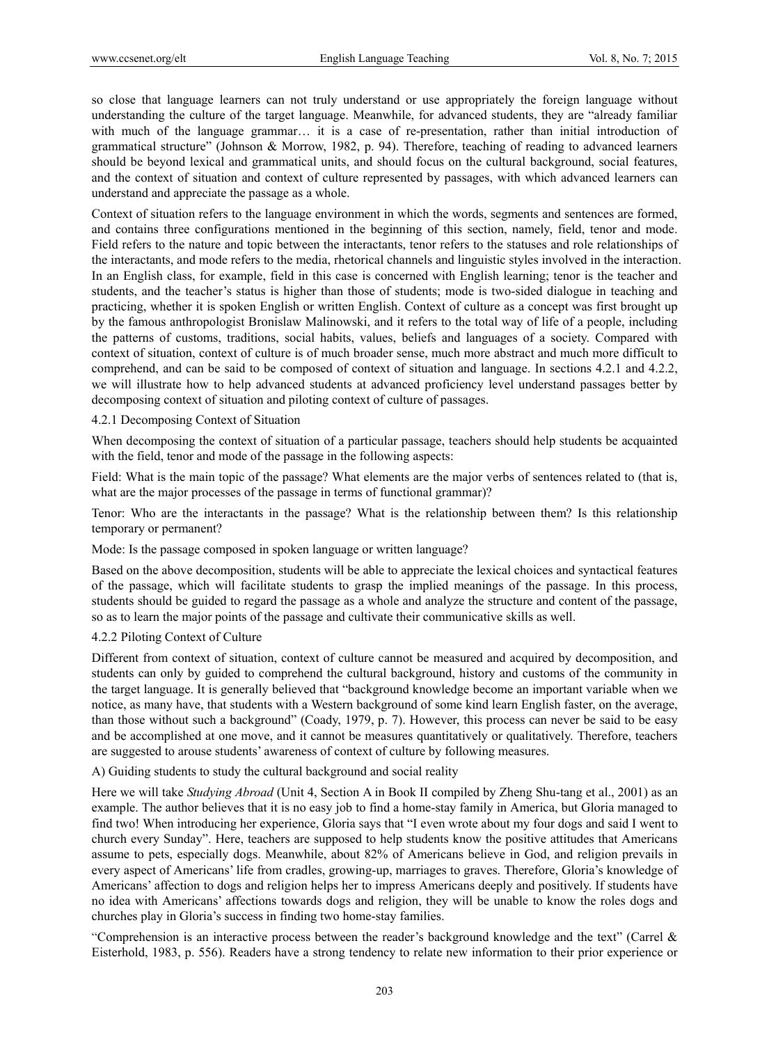so close that language learners can not truly understand or use appropriately the foreign language without understanding the culture of the target language. Meanwhile, for advanced students, they are "already familiar with much of the language grammar… it is a case of re-presentation, rather than initial introduction of grammatical structure" (Johnson & Morrow, 1982, p. 94). Therefore, teaching of reading to advanced learners should be beyond lexical and grammatical units, and should focus on the cultural background, social features, and the context of situation and context of culture represented by passages, with which advanced learners can understand and appreciate the passage as a whole.

Context of situation refers to the language environment in which the words, segments and sentences are formed, and contains three configurations mentioned in the beginning of this section, namely, field, tenor and mode. Field refers to the nature and topic between the interactants, tenor refers to the statuses and role relationships of the interactants, and mode refers to the media, rhetorical channels and linguistic styles involved in the interaction. In an English class, for example, field in this case is concerned with English learning; tenor is the teacher and students, and the teacher's status is higher than those of students; mode is two-sided dialogue in teaching and practicing, whether it is spoken English or written English. Context of culture as a concept was first brought up by the famous anthropologist Bronislaw Malinowski, and it refers to the total way of life of a people, including the patterns of customs, traditions, social habits, values, beliefs and languages of a society. Compared with context of situation, context of culture is of much broader sense, much more abstract and much more difficult to comprehend, and can be said to be composed of context of situation and language. In sections 4.2.1 and 4.2.2, we will illustrate how to help advanced students at advanced proficiency level understand passages better by decomposing context of situation and piloting context of culture of passages.

#### 4.2.1 Decomposing Context of Situation

When decomposing the context of situation of a particular passage, teachers should help students be acquainted with the field, tenor and mode of the passage in the following aspects:

Field: What is the main topic of the passage? What elements are the major verbs of sentences related to (that is, what are the major processes of the passage in terms of functional grammar)?

Tenor: Who are the interactants in the passage? What is the relationship between them? Is this relationship temporary or permanent?

Mode: Is the passage composed in spoken language or written language?

Based on the above decomposition, students will be able to appreciate the lexical choices and syntactical features of the passage, which will facilitate students to grasp the implied meanings of the passage. In this process, students should be guided to regard the passage as a whole and analyze the structure and content of the passage, so as to learn the major points of the passage and cultivate their communicative skills as well.

#### 4.2.2 Piloting Context of Culture

Different from context of situation, context of culture cannot be measured and acquired by decomposition, and students can only by guided to comprehend the cultural background, history and customs of the community in the target language. It is generally believed that "background knowledge become an important variable when we notice, as many have, that students with a Western background of some kind learn English faster, on the average, than those without such a background" (Coady, 1979, p. 7). However, this process can never be said to be easy and be accomplished at one move, and it cannot be measures quantitatively or qualitatively. Therefore, teachers are suggested to arouse students' awareness of context of culture by following measures.

A) Guiding students to study the cultural background and social reality

Here we will take *Studying Abroad* (Unit 4, Section A in Book II compiled by Zheng Shu-tang et al., 2001) as an example. The author believes that it is no easy job to find a home-stay family in America, but Gloria managed to find two! When introducing her experience, Gloria says that "I even wrote about my four dogs and said I went to church every Sunday". Here, teachers are supposed to help students know the positive attitudes that Americans assume to pets, especially dogs. Meanwhile, about 82% of Americans believe in God, and religion prevails in every aspect of Americans' life from cradles, growing-up, marriages to graves. Therefore, Gloria's knowledge of Americans' affection to dogs and religion helps her to impress Americans deeply and positively. If students have no idea with Americans' affections towards dogs and religion, they will be unable to know the roles dogs and churches play in Gloria's success in finding two home-stay families.

"Comprehension is an interactive process between the reader's background knowledge and the text" (Carrel & Eisterhold, 1983, p. 556). Readers have a strong tendency to relate new information to their prior experience or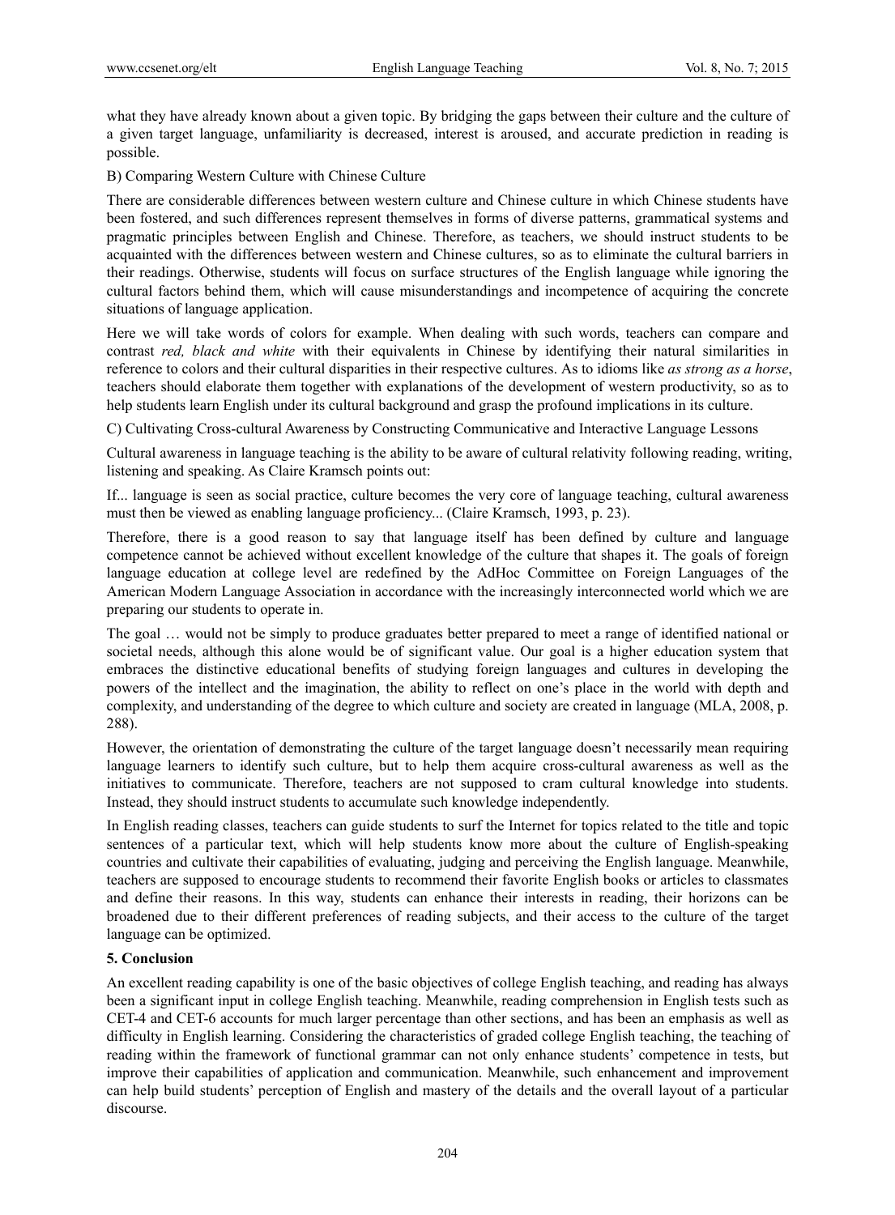what they have already known about a given topic. By bridging the gaps between their culture and the culture of a given target language, unfamiliarity is decreased, interest is aroused, and accurate prediction in reading is possible.

B) Comparing Western Culture with Chinese Culture

There are considerable differences between western culture and Chinese culture in which Chinese students have been fostered, and such differences represent themselves in forms of diverse patterns, grammatical systems and pragmatic principles between English and Chinese. Therefore, as teachers, we should instruct students to be acquainted with the differences between western and Chinese cultures, so as to eliminate the cultural barriers in their readings. Otherwise, students will focus on surface structures of the English language while ignoring the cultural factors behind them, which will cause misunderstandings and incompetence of acquiring the concrete situations of language application.

Here we will take words of colors for example. When dealing with such words, teachers can compare and contrast *red, black and white* with their equivalents in Chinese by identifying their natural similarities in reference to colors and their cultural disparities in their respective cultures. As to idioms like *as strong as a horse*, teachers should elaborate them together with explanations of the development of western productivity, so as to help students learn English under its cultural background and grasp the profound implications in its culture.

C) Cultivating Cross-cultural Awareness by Constructing Communicative and Interactive Language Lessons

Cultural awareness in language teaching is the ability to be aware of cultural relativity following reading, writing, listening and speaking. As Claire Kramsch points out:

If... language is seen as social practice, culture becomes the very core of language teaching, cultural awareness must then be viewed as enabling language proficiency... (Claire Kramsch, 1993, p. 23).

Therefore, there is a good reason to say that language itself has been defined by culture and language competence cannot be achieved without excellent knowledge of the culture that shapes it. The goals of foreign language education at college level are redefined by the AdHoc Committee on Foreign Languages of the American Modern Language Association in accordance with the increasingly interconnected world which we are preparing our students to operate in.

The goal … would not be simply to produce graduates better prepared to meet a range of identified national or societal needs, although this alone would be of significant value. Our goal is a higher education system that embraces the distinctive educational benefits of studying foreign languages and cultures in developing the powers of the intellect and the imagination, the ability to reflect on one's place in the world with depth and complexity, and understanding of the degree to which culture and society are created in language (MLA, 2008, p. 288).

However, the orientation of demonstrating the culture of the target language doesn't necessarily mean requiring language learners to identify such culture, but to help them acquire cross-cultural awareness as well as the initiatives to communicate. Therefore, teachers are not supposed to cram cultural knowledge into students. Instead, they should instruct students to accumulate such knowledge independently.

In English reading classes, teachers can guide students to surf the Internet for topics related to the title and topic sentences of a particular text, which will help students know more about the culture of English-speaking countries and cultivate their capabilities of evaluating, judging and perceiving the English language. Meanwhile, teachers are supposed to encourage students to recommend their favorite English books or articles to classmates and define their reasons. In this way, students can enhance their interests in reading, their horizons can be broadened due to their different preferences of reading subjects, and their access to the culture of the target language can be optimized.

## 5. Conclusion

An excellent reading capability is one of the basic objectives of college English teaching, and reading has always been a significant input in college English teaching. Meanwhile, reading comprehension in English tests such as CET-4 and CET-6 accounts for much larger percentage than other sections, and has been an emphasis as well as difficulty in English learning. Considering the characteristics of graded college English teaching, the teaching of reading within the framework of functional grammar can not only enhance students' competence in tests, but improve their capabilities of application and communication. Meanwhile, such enhancement and improvement can help build students' perception of English and mastery of the details and the overall layout of a particular discourse.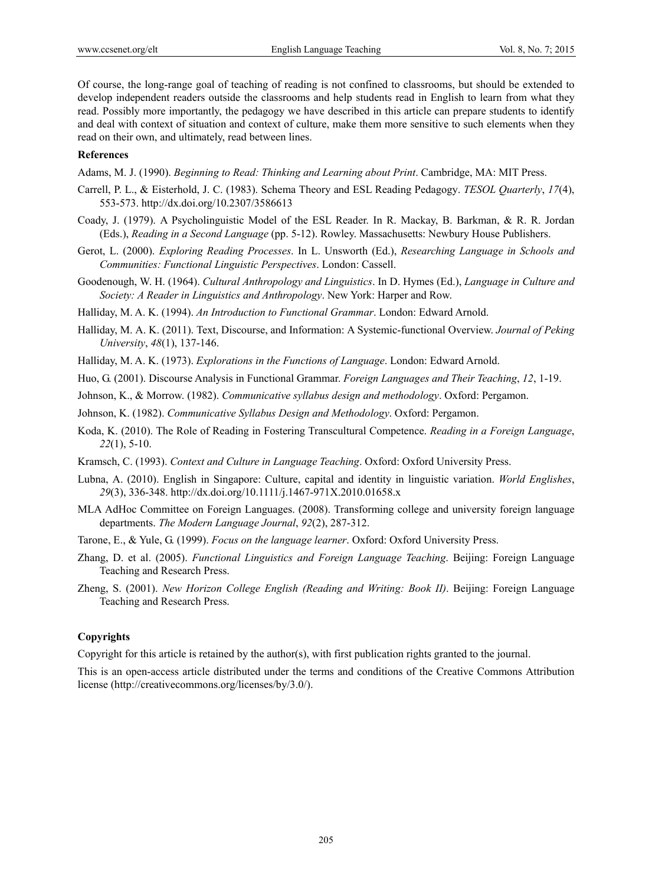Of course, the long-range goal of teaching of reading is not confined to classrooms, but should be extended to develop independent readers outside the classrooms and help students read in English to learn from what they read. Possibly more importantly, the pedagogy we have described in this article can prepare students to identify and deal with context of situation and context of culture, make them more sensitive to such elements when they read on their own, and ultimately, read between lines.

**References**

Adams, M. J. (1990). *Beginning to Read: Thinking and Learning about Print*. Cambridge, MA: MIT Press.

Carrell, P. L., & Eisterhold, J. C. (1983). Schema Theory and ESL Reading Pedagogy. *TESOL Quarterly*, *17*(4), 553-573. http://dx.doi.org/10.2307/3586613

Coady, J. (1979). A Psycholinguistic Model of the ESL Reader. In R. Mackay, B. Barkman, & R. R. Jordan (Eds.), *Reading in a Second Language* (pp. 5-12). Rowley. Massachusetts: Newbury House Publishers.

Gerot, L. (2000). *Exploring Reading Processes*. In L. Unsworth (Ed.), *Researching Language in Schools and Communities: Functional Linguistic Perspectives*. London: Cassell.

Goodenough, W. H. (1964). *Cultural Anthropology and Linguistics*. In D. Hymes (Ed.), *Language in Culture and Society: A Reader in Linguistics and Anthropology*. New York: Harper and Row.

Halliday, M. A. K. (1994). *An Introduction to Functional Grammar*. London: Edward Arnold.

Halliday, M. A. K. (2011). Text, Discourse, and Information: A Systemic-functional Overview. *Journal of Peking University*, *48*(1), 137-146.

Halliday, M. A. K. (1973). *Explorations in the Functions of Language*. London: Edward Arnold.

Huo, G. (2001). Discourse Analysis in Functional Grammar. *Foreign Languages and Their Teaching*, *12*, 1-19.

Johnson, K., & Morrow. (1982). *Communicative syllabus design and methodology*. Oxford: Pergamon.

Johnson, K. (1982). *Communicative Syllabus Design and Methodology*. Oxford: Pergamon.

Koda, K. (2010). The Role of Reading in Fostering Transcultural Competence. *Reading in a Foreign Language*, *22*(1), 5-10.

Kramsch, C. (1993). *Context and Culture in Language Teaching*. Oxford: Oxford University Press.

Lubna, A. (2010). English in Singapore: Culture, capital and identity in linguistic variation. *World Englishes*, *29*(3), 336-348. http://dx.doi.org/10.1111/j.1467-971X.2010.01658.x

MLA AdHoc Committee on Foreign Languages. (2008). Transforming college and university foreign language departments. *The Modern Language Journal*, *92*(2), 287-312.

Tarone, E., & Yule, G. (1999). *Focus on the language learner*. Oxford: Oxford University Press.

Zhang, D. et al. (2005). *Functional Linguistics and Foreign Language Teaching*. Beijing: Foreign Language Teaching and Research Press.

Zheng, S. (2001). *New Horizon College English (Reading and Writing: Book II)*. Beijing: Foreign Language Teaching and Research Press.

**Copyrights**

Copyright for this article is retained by the author(s), with first publication rights granted to the journal.

This is an open-access article distributed under the terms and conditions of the Creative Commons Attribution license (http://creativecommons.org/licenses/by/3.0/).